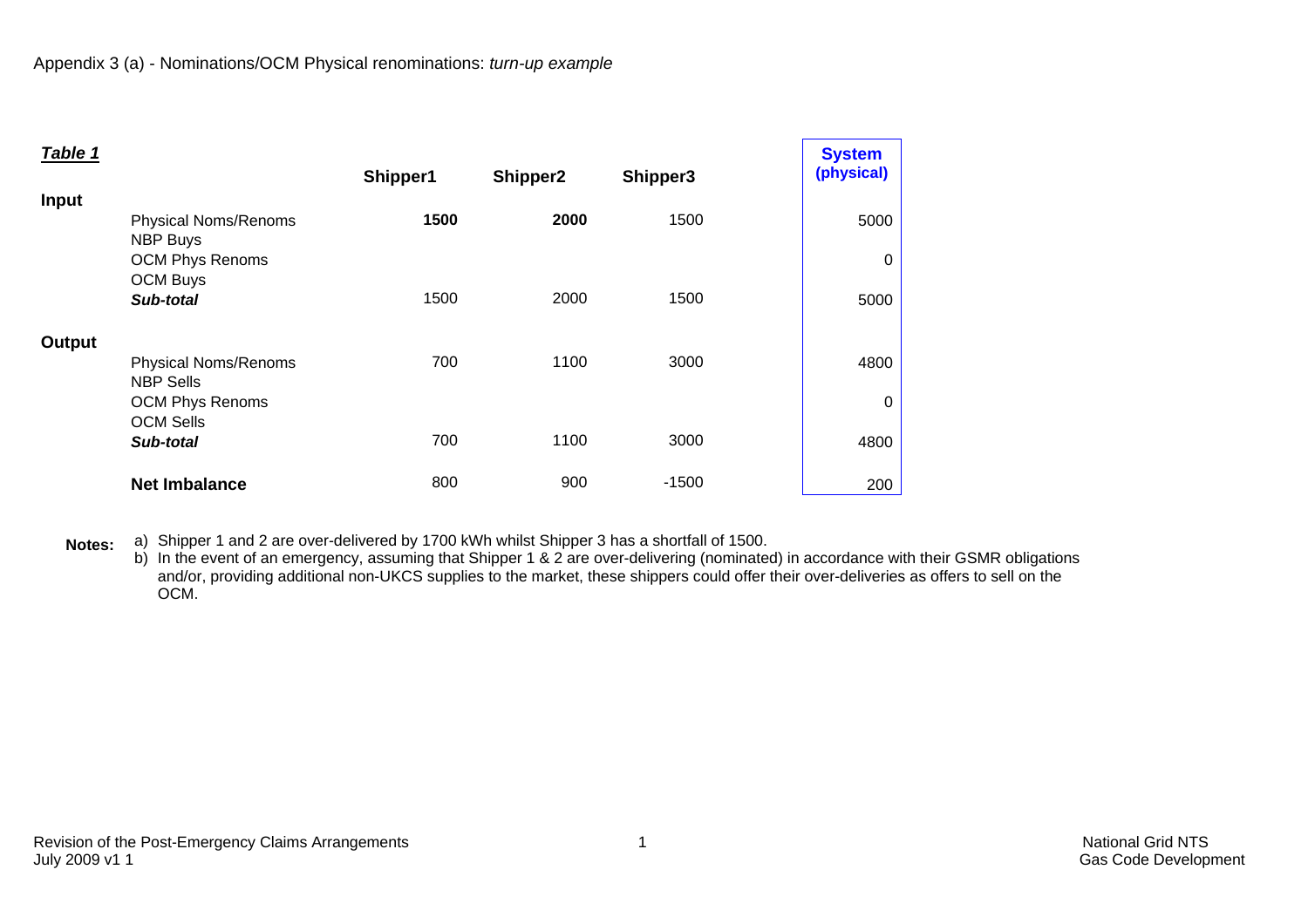Appendix 3 (a) - Nominations/OCM Physical renominations: *turn-up example*

***Table 1***

| | | Shipper1 | Shipper2 | Shipper3 | System (physical) |
|---|---|---|---|---|---|
| **Input** | | | | | |
| | Physical Noms/Renoms | **1500** | **2000** | 1500 | 5000 |
| | NBP Buys | | | | |
| | OCM Phys Renoms | | | | 0 |
| | OCM Buys | | | | |
| | ***Sub-total*** | 1500 | 2000 | 1500 | 5000 |
| **Output** | | | | | |
| | Physical Noms/Renoms | 700 | 1100 | 3000 | 4800 |
| | NBP Sells | | | | |
| | OCM Phys Renoms | | | | 0 |
| | OCM Sells | | | | |
| | ***Sub-total*** | 700 | 1100 | 3000 | 4800 |
| | **Net Imbalance** | 800 | 900 | -1500 | 200 |

**Notes:**

a) Shipper 1 and 2 are over-delivered by 1700 kWh whilst Shipper 3 has a shortfall of 1500.

b) In the event of an emergency, assuming that Shipper 1 & 2 are over-delivering (nominated) in accordance with their GSMR obligations and/or, providing additional non-UKCS supplies to the market, these shippers could offer their over-deliveries as offers to sell on the OCM.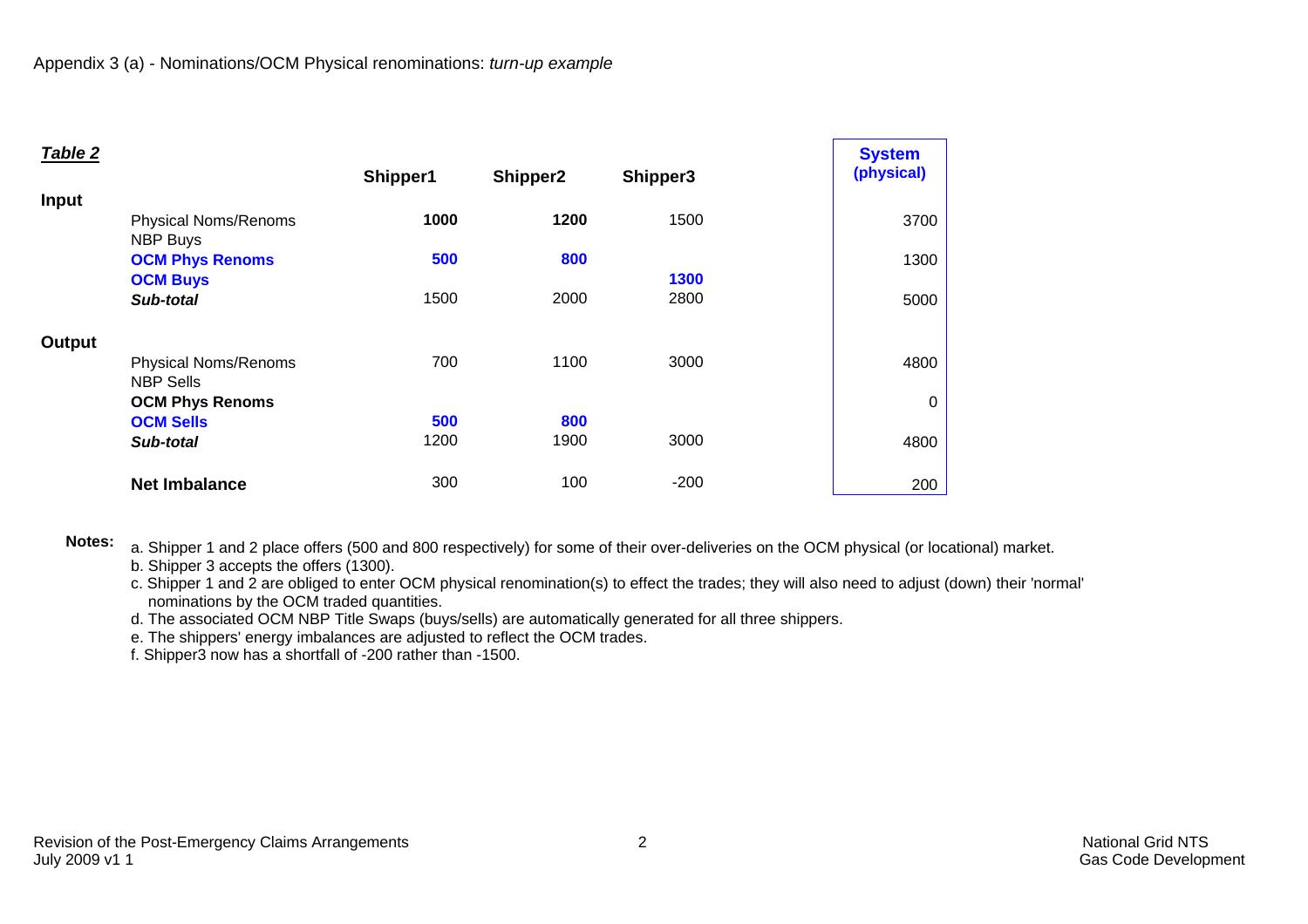Appendix 3 (a) - Nominations/OCM Physical renominations: *turn-up example*

***Table 2***

| | | Shipper1 | Shipper2 | Shipper3 | System (physical) |
|---|---|---|---|---|---|
| **Input** | | | | | |
| | Physical Noms/Renoms | **1000** | **1200** | 1500 | 3700 |
| | NBP Buys | | | | |
| | **OCM Phys Renoms** | **500** | **800** | | 1300 |
| | **OCM Buys** | | | **1300** | |
| | ***Sub-total*** | 1500 | 2000 | 2800 | 5000 |
| **Output** | | | | | |
| | Physical Noms/Renoms | 700 | 1100 | 3000 | 4800 |
| | NBP Sells | | | | |
| | **OCM Phys Renoms** | | | | 0 |
| | **OCM Sells** | **500** | **800** | | |
| | ***Sub-total*** | 1200 | 1900 | 3000 | 4800 |
| | **Net Imbalance** | 300 | 100 | -200 | 200 |

**Notes:**

a. Shipper 1 and 2 place offers (500 and 800 respectively) for some of their over-deliveries on the OCM physical (or locational) market.

b. Shipper 3 accepts the offers (1300).

c. Shipper 1 and 2 are obliged to enter OCM physical renomination(s) to effect the trades; they will also need to adjust (down) their 'normal' nominations by the OCM traded quantities.

d. The associated OCM NBP Title Swaps (buys/sells) are automatically generated for all three shippers.

e. The shippers' energy imbalances are adjusted to reflect the OCM trades.

f. Shipper3 now has a shortfall of -200 rather than -1500.